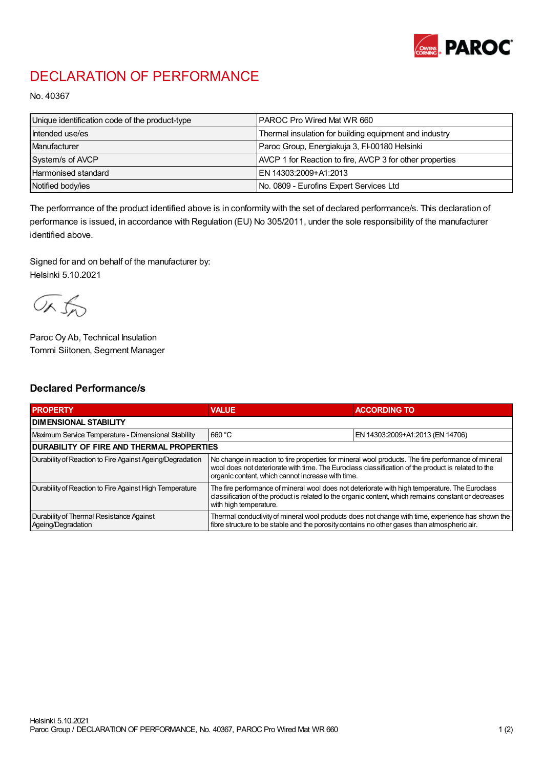# DECLARATION OF PERFORMANCE

No. 40367

| Unique identification code of the product-type | PAROC Pro Wired Mat WR 660 |
|---|---|
| Intended use/es | Thermal insulation for building equipment and industry |
| Manufacturer | Paroc Group, Energiakuja 3, FI-00180 Helsinki |
| System/s of AVCP | AVCP 1 for Reaction to fire, AVCP 3 for other properties |
| Harmonised standard | EN 14303:2009+A1:2013 |
| Notified body/ies | No. 0809 - Eurofins Expert Services Ltd |

The performance of the product identified above is in conformity with the set of declared performance/s. This declaration of performance is issued, in accordance with Regulation (EU) No 305/2011, under the sole responsibility of the manufacturer identified above.

Signed for and on behalf of the manufacturer by:
Helsinki 5.10.2021

Paroc Oy Ab, Technical Insulation
Tommi Siitonen, Segment Manager

## Declared Performance/s

| PROPERTY | VALUE | ACCORDING TO |
|---|---|---|
| **DIMENSIONAL STABILITY** | | |
| Maximum Service Temperature - Dimensional Stability | 660 °C | EN 14303:2009+A1:2013 (EN 14706) |
| **DURABILITY OF FIRE AND THERMAL PROPERTIES** | | |
| Durability of Reaction to Fire Against Ageing/Degradation | No change in reaction to fire properties for mineral wool products. The fire performance of mineral wool does not deteriorate with time. The Euroclass classification of the product is related to the organic content, which cannot increase with time. | |
| Durability of Reaction to Fire Against High Temperature | The fire performance of mineral wool does not deteriorate with high temperature. The Euroclass classification of the product is related to the organic content, which remains constant or decreases with high temperature. | |
| Durability of Thermal Resistance Against Ageing/Degradation | Thermal conductivity of mineral wool products does not change with time, experience has shown the fibre structure to be stable and the porosity contains no other gases than atmospheric air. | |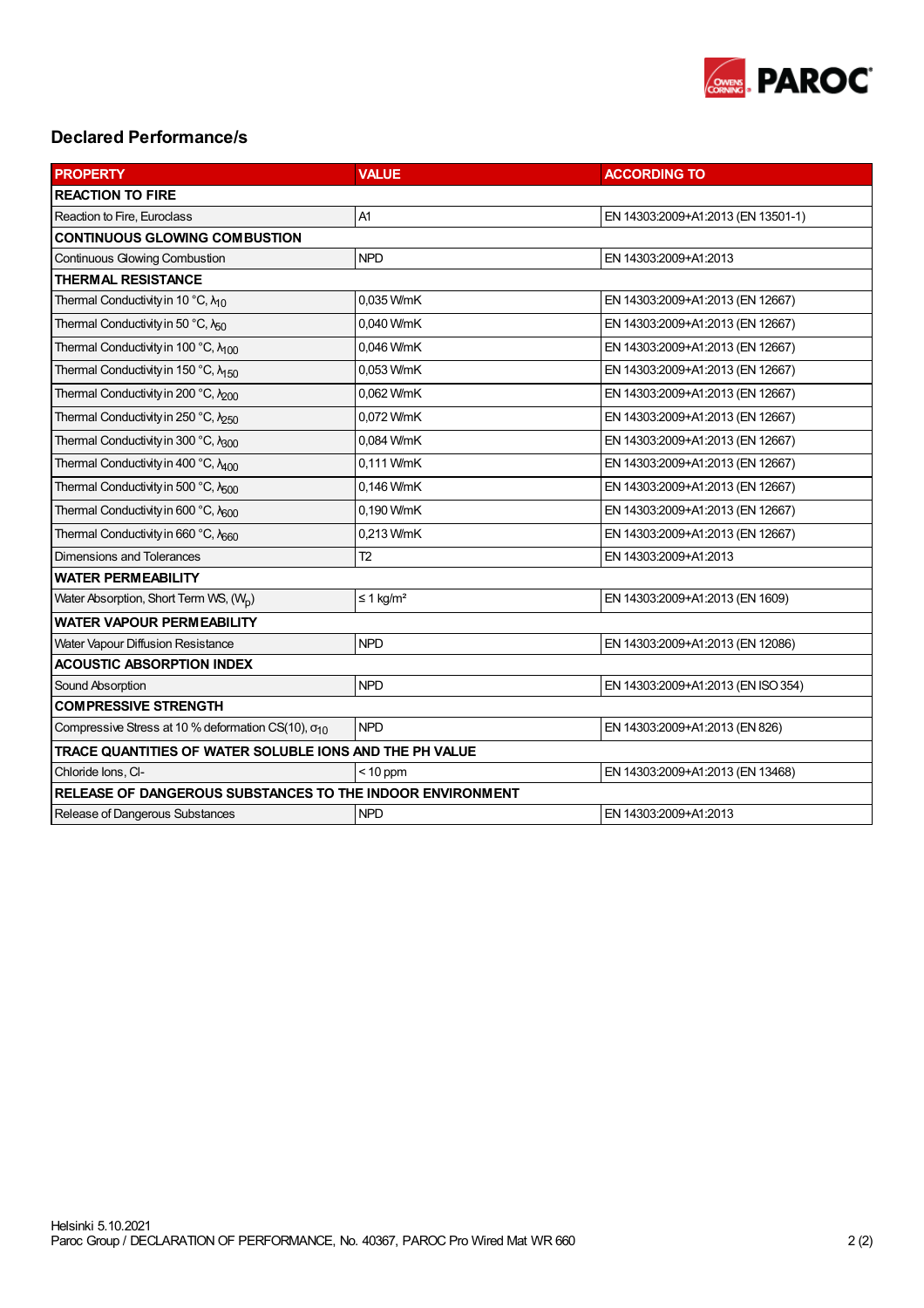## Declared Performance/s

| PROPERTY | VALUE | ACCORDING TO |
|---|---|---|
| **REACTION TO FIRE** | | |
| Reaction to Fire, Euroclass | A1 | EN 14303:2009+A1:2013 (EN 13501-1) |
| **CONTINUOUS GLOWING COMBUSTION** | | |
| Continuous Glowing Combustion | NPD | EN 14303:2009+A1:2013 |
| **THERMAL RESISTANCE** | | |
| Thermal Conductivity in 10 °C, $\lambda_{10}$ | 0,035 W/mK | EN 14303:2009+A1:2013 (EN 12667) |
| Thermal Conductivity in 50 °C, $\lambda_{50}$ | 0,040 W/mK | EN 14303:2009+A1:2013 (EN 12667) |
| Thermal Conductivity in 100 °C, $\lambda_{100}$ | 0,046 W/mK | EN 14303:2009+A1:2013 (EN 12667) |
| Thermal Conductivity in 150 °C, $\lambda_{150}$ | 0,053 W/mK | EN 14303:2009+A1:2013 (EN 12667) |
| Thermal Conductivity in 200 °C, $\lambda_{200}$ | 0,062 W/mK | EN 14303:2009+A1:2013 (EN 12667) |
| Thermal Conductivity in 250 °C, $\lambda_{250}$ | 0,072 W/mK | EN 14303:2009+A1:2013 (EN 12667) |
| Thermal Conductivity in 300 °C, $\lambda_{300}$ | 0,084 W/mK | EN 14303:2009+A1:2013 (EN 12667) |
| Thermal Conductivity in 400 °C, $\lambda_{400}$ | 0,111 W/mK | EN 14303:2009+A1:2013 (EN 12667) |
| Thermal Conductivity in 500 °C, $\lambda_{500}$ | 0,146 W/mK | EN 14303:2009+A1:2013 (EN 12667) |
| Thermal Conductivity in 600 °C, $\lambda_{600}$ | 0,190 W/mK | EN 14303:2009+A1:2013 (EN 12667) |
| Thermal Conductivity in 660 °C, $\lambda_{660}$ | 0,213 W/mK | EN 14303:2009+A1:2013 (EN 12667) |
| Dimensions and Tolerances | T2 | EN 14303:2009+A1:2013 |
| **WATER PERMEABILITY** | | |
| Water Absorption, Short Term WS, $(W_p)$ | ≤ 1 kg/m² | EN 14303:2009+A1:2013 (EN 1609) |
| **WATER VAPOUR PERMEABILITY** | | |
| Water Vapour Diffusion Resistance | NPD | EN 14303:2009+A1:2013 (EN 12086) |
| **ACOUSTIC ABSORPTION INDEX** | | |
| Sound Absorption | NPD | EN 14303:2009+A1:2013 (EN ISO 354) |
| **COMPRESSIVE STRENGTH** | | |
| Compressive Stress at 10 % deformation CS(10), $\sigma_{10}$ | NPD | EN 14303:2009+A1:2013 (EN 826) |
| **TRACE QUANTITIES OF WATER SOLUBLE IONS AND THE PH VALUE** | | |
| Chloride Ions, Cl- | < 10 ppm | EN 14303:2009+A1:2013 (EN 13468) |
| **RELEASE OF DANGEROUS SUBSTANCES TO THE INDOOR ENVIRONMENT** | | |
| Release of Dangerous Substances | NPD | EN 14303:2009+A1:2013 |

Helsinki 5.10.2021
Paroc Group / DECLARATION OF PERFORMANCE, No. 40367, PAROC Pro Wired Mat WR 660